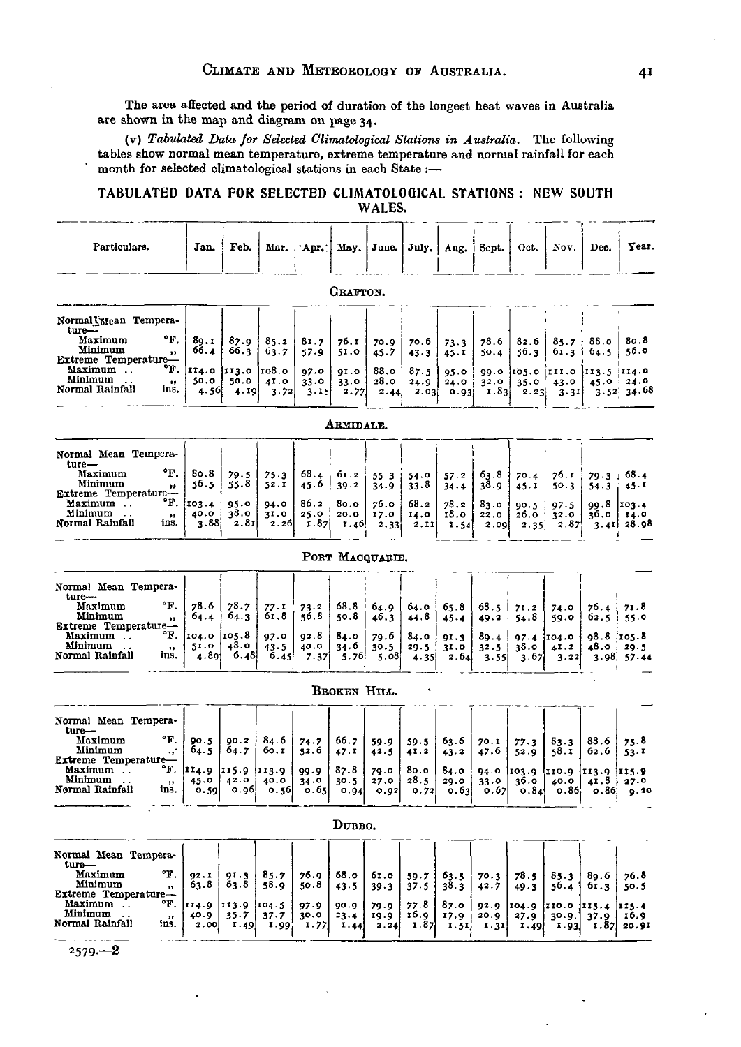The area affected and the period of duration of the longest heat waves in Australia are shown in the map and diagram on page 34.

(v) *Tabulated Data for Selected Climatological Stations in Australia.* The following tables show normal mean temperature, extreme temperature and normal rainfall for each month for selected climatological stations in each State :—

## TABULATED DATA FOR SELECTED CLIMATOLOGICAL STATIONS : NEW SOUTH WALES.

| Particulars. | | Jan. | Feb. | Mar. | Apr. | May. | June. | July. | Aug. | Sept. | Oct. | Nov. | Dec. | Year. |
|---|---|---|---|---|---|---|---|---|---|---|---|---|---|---|
| **GRAFTON.** | | | | | | | | | | | | | | |
| Normal Mean Temperature— | | | | | | | | | | | | | | |
| Maximum | °F. | 89.1 | 87.9 | 85.2 | 81.7 | 76.1 | 70.9 | 70.6 | 73.3 | 78.6 | 82.6 | 85.7 | 88.0 | 80.8 |
| Minimum | " | 66.4 | 66.3 | 63.7 | 57.9 | 51.0 | 45.7 | 43.3 | 45.1 | 50.4 | 56.3 | 61.3 | 64.5 | 56.0 |
| Extreme Temperature— | | | | | | | | | | | | | | |
| Maximum .. | °F. | 114.0 | 113.0 | 108.0 | 97.0 | 91.0 | 88.0 | 87.5 | 95.0 | 99.0 | 105.0 | 111.0 | 113.5 | 114.0 |
| Minimum .. | " | 50.0 | 50.0 | 41.0 | 33.0 | 33.0 | 28.0 | 24.9 | 24.0 | 32.0 | 35.0 | 43.0 | 45.0 | 24.0 |
| Normal Rainfall | ins. | 4.56 | 4.19 | 3.72 | 3.15 | 2.77 | 2.44 | 2.03 | 0.93 | 1.83 | 2.23 | 3.31 | 3.52 | 34.68 |
| **ARMIDALE.** | | | | | | | | | | | | | | |
| Normal Mean Temperature— | | | | | | | | | | | | | | |
| Maximum | °F. | 80.8 | 79.5 | 75.3 | 68.4 | 61.2 | 55.3 | 54.0 | 57.2 | 63.8 | 70.4 | 76.1 | 79.3 | 68.4 |
| Minimum | " | 56.5 | 55.8 | 52.1 | 45.6 | 39.2 | 34.9 | 33.8 | 34.4 | 38.9 | 45.1 | 50.3 | 54.3 | 45.1 |
| Extreme Temperature— | | | | | | | | | | | | | | |
| Maximum .. | °F. | 103.4 | 95.0 | 94.0 | 86.2 | 80.0 | 76.0 | 68.2 | 78.2 | 83.0 | 90.5 | 97.5 | 99.8 | 103.4 |
| Minimum .. | " | 40.0 | 38.0 | 31.0 | 25.0 | 20.0 | 17.0 | 14.0 | 18.0 | 22.0 | 26.0 | 32.0 | 36.0 | 14.0 |
| Normal Rainfall | ins. | 3.88 | 2.81 | 2.26 | 1.87 | 1.46 | 2.33 | 2.11 | 1.54 | 2.09 | 2.35 | 2.87 | 3.41 | 28.98 |
| **PORT MACQUARIE.** | | | | | | | | | | | | | | |
| Normal Mean Temperature— | | | | | | | | | | | | | | |
| Maximum | °F. | 78.6 | 78.7 | 77.1 | 73.2 | 68.8 | 64.9 | 64.0 | 65.8 | 68.5 | 71.2 | 74.0 | 76.4 | 71.8 |
| Minimum | " | 64.4 | 64.3 | 61.8 | 56.8 | 50.8 | 46.3 | 44.8 | 45.4 | 49.2 | 54.8 | 59.0 | 62.5 | 55.0 |
| Extreme Temperature— | | | | | | | | | | | | | | |
| Maximum .. | °F. | 104.0 | 105.8 | 97.0 | 92.8 | 84.0 | 79.6 | 84.0 | 91.3 | 89.4 | 97.4 | 104.0 | 98.8 | 105.8 |
| Minimum .. | " | 51.0 | 48.0 | 43.5 | 40.0 | 34.6 | 30.5 | 29.5 | 31.0 | 32.5 | 38.0 | 41.2 | 48.0 | 29.5 |
| Normal Rainfall | ins. | 4.89 | 6.48 | 6.45 | 7.37 | 5.76 | 5.08 | 4.35 | 2.64 | 3.55 | 3.67 | 3.22 | 3.98 | 57.44 |
| **BROKEN HILL.** | | | | | | | | | | | | | | |
| Normal Mean Temperature— | | | | | | | | | | | | | | |
| Maximum | °F. | 90.5 | 90.2 | 84.6 | 74.7 | 66.7 | 59.9 | 59.5 | 63.6 | 70.1 | 77.3 | 83.3 | 88.6 | 75.8 |
| Minimum | " | 64.5 | 64.7 | 60.1 | 52.6 | 47.1 | 42.5 | 41.2 | 43.2 | 47.6 | 52.9 | 58.1 | 62.6 | 53.1 |
| Extreme Temperature— | | | | | | | | | | | | | | |
| Maximum .. | °F. | 114.9 | 115.9 | 113.9 | 99.9 | 87.8 | 79.0 | 80.0 | 84.0 | 94.0 | 103.9 | 110.9 | 113.9 | 115.9 |
| Minimum .. | " | 45.0 | 42.0 | 40.0 | 34.0 | 30.5 | 27.0 | 28.5 | 29.0 | 33.0 | 36.0 | 40.0 | 41.8 | 27.0 |
| Normal Rainfall | ins. | 0.59 | 0.96 | 0.56 | 0.65 | 0.94 | 0.92 | 0.72 | 0.63 | 0.67 | 0.84 | 0.86 | 0.86 | 9.20 |
| **DUBBO.** | | | | | | | | | | | | | | |
| Normal Mean Temperature— | | | | | | | | | | | | | | |
| Maximum | °F. | 92.1 | 91.3 | 85.7 | 76.9 | 68.0 | 61.0 | 59.7 | 63.5 | 70.3 | 78.5 | 85.3 | 89.6 | 76.8 |
| Minimum | " | 63.8 | 63.8 | 58.9 | 50.8 | 43.5 | 39.3 | 37.5 | 38.3 | 42.7 | 49.3 | 56.4 | 61.3 | 50.5 |
| Extreme Temperature— | | | | | | | | | | | | | | |
| Maximum .. | °F. | 114.9 | 113.9 | 104.5 | 97.9 | 90.9 | 79.9 | 77.8 | 87.0 | 92.9 | 104.9 | 110.0 | 115.4 | 115.4 |
| Minimum .. | " | 40.9 | 35.7 | 37.7 | 30.0 | 23.4 | 19.9 | 16.9 | 17.9 | 20.9 | 27.9 | 30.9 | 37.9 | 16.9 |
| Normal Rainfall | ins. | 2.00 | 1.49 | 1.99 | 1.77 | 1.44 | 2.24 | 1.87 | 1.51 | 1.31 | 1.49 | 1.93 | 1.87 | 20.91 |

2579.—2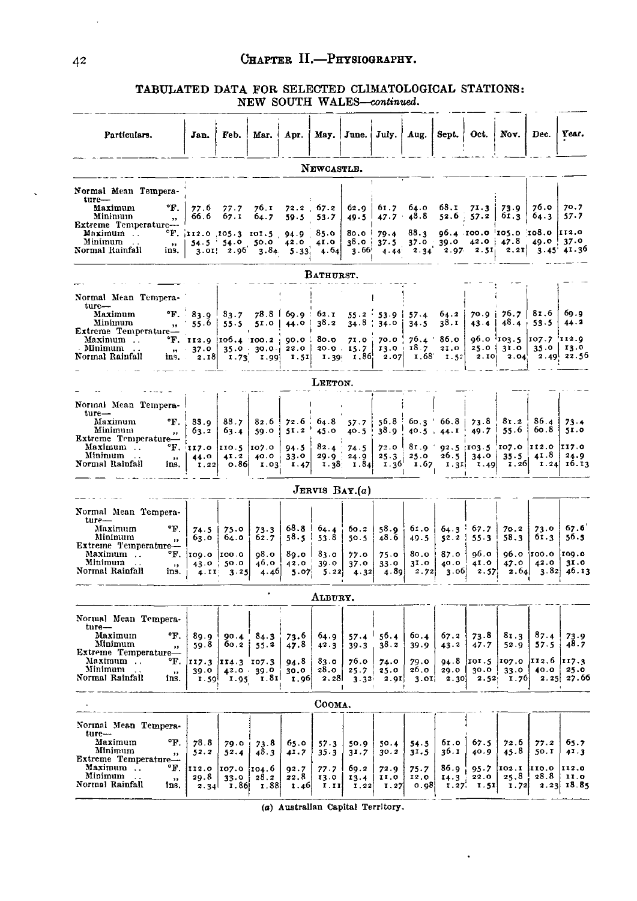## TABULATED DATA FOR SELECTED CLIMATOLOGICAL STATIONS: NEW SOUTH WALES—*continued*.

| Particulars. | | Jan. | Feb. | Mar. | Apr. | May. | June. | July. | Aug. | Sept. | Oct. | Nov. | Dec. | Year. |
|---|---|---|---|---|---|---|---|---|---|---|---|---|---|---|
| **NEWCASTLE.** | | | | | | | | | | | | | | |
| Normal Mean Temperature— | | | | | | | | | | | | | | |
| Maximum | °F. | 77.6 | 77.7 | 76.1 | 72.2 | 67.2 | 62.9 | 61.7 | 64.0 | 68.1 | 71.3 | 73.9 | 76.0 | 70.7 |
| Minimum | ,, | 66.6 | 67.1 | 64.7 | 59.5 | 53.7 | 49.5 | 47.7 | 48.8 | 52.6 | 57.2 | 61.3 | 64.3 | 57.7 |
| Extreme Temperature— | | | | | | | | | | | | | | |
| Maximum .. | °F. | 112.0 | 105.3 | 101.5 | 94.9 | 85.0 | 80.0 | 79.4 | 88.3 | 96.4 | 100.0 | 105.0 | 108.0 | 112.0 |
| Minimum .. | ,, | 54.5 | 54.0 | 50.0 | 42.0 | 41.0 | 38.0 | 37.5 | 37.0 | 39.0 | 42.0 | 47.8 | 49.0 | 37.0 |
| Normal Rainfall | ins. | 3.01 | 2.96 | 3.84 | 5.33 | 4.64 | 3.66 | 4.44 | 2.34 | 2.97 | 2.51 | 2.21 | 3.45 | 41.36 |
| **BATHURST.** | | | | | | | | | | | | | | |
| Normal Mean Temperature— | | | | | | | | | | | | | | |
| Maximum | °F. | 83.9 | 83.7 | 78.8 | 69.9 | 62.1 | 55.2 | 53.9 | 57.4 | 64.2 | 70.9 | 76.7 | 81.6 | 69.9 |
| Minimum | ,, | 55.6 | 55.5 | 51.0 | 44.0 | 38.2 | 34.8 | 34.0 | 34.5 | 38.1 | 43.4 | 48.4 | 53.5 | 44.2 |
| Extreme Temperature— | | | | | | | | | | | | | | |
| Maximum .. | °F. | 112.9 | 106.4 | 100.2 | 90.0 | 80.0 | 71.0 | 70.0 | 76.4 | 86.0 | 96.0 | 103.5 | 107.7 | 112.9 |
| Minimum .. | ,, | 37.0 | 35.0 | 30.0 | 22.0 | 20.0 | 15.7 | 13.0 | 18.7 | 21.0 | 25.0 | 31.0 | 35.0 | 13.0 |
| Normal Rainfall | ins. | 2.18 | 1.73 | 1.99 | 1.51 | 1.39 | 1.86 | 2.07 | 1.68 | 1.52 | 2.10 | 2.04 | 2.49 | 22.56 |
| **LEETON.** | | | | | | | | | | | | | | |
| Normal Mean Temperature— | | | | | | | | | | | | | | |
| Maximum | °F. | 88.9 | 88.7 | 82.6 | 72.6 | 64.8 | 57.7 | 56.8 | 60.3 | 66.8 | 73.8 | 81.2 | 86.4 | 73.4 |
| Minimum | ,, | 63.2 | 63.4 | 59.0 | 51.2 | 45.0 | 40.5 | 38.9 | 40.5 | 44.1 | 49.7 | 55.6 | 60.8 | 51.0 |
| Extreme Temperature— | | | | | | | | | | | | | | |
| Maximum .. | °F. | 117.0 | 110.5 | 107.0 | 94.5 | 82.4 | 74.5 | 72.0 | 81.9 | 92.5 | 103.5 | 107.0 | 112.0 | 117.0 |
| Minimum .. | ,, | 44.0 | 41.2 | 40.0 | 33.0 | 29.9 | 24.9 | 25.3 | 25.0 | 26.5 | 34.0 | 35.5 | 41.8 | 24.9 |
| Normal Rainfall | ins. | 1.22 | 0.86 | 1.03 | 1.47 | 1.38 | 1.84 | 1.36 | 1.67 | 1.31 | 1.49 | 1.26 | 1.24 | 16.13 |
| **JERVIS BAY.(a)** | | | | | | | | | | | | | | |
| Normal Mean Temperature— | | | | | | | | | | | | | | |
| Maximum | °F. | 74.5 | 75.0 | 73.3 | 68.8 | 64.4 | 60.2 | 58.9 | 61.0 | 64.3 | 67.7 | 70.2 | 73.0 | 67.6 |
| Minimum | ,, | 63.0 | 64.0 | 62.7 | 58.5 | 53.8 | 50.5 | 48.6 | 49.5 | 52.2 | 55.3 | 58.3 | 61.3 | 56.5 |
| Extreme Temperature— | | | | | | | | | | | | | | |
| Maximum .. | °F. | 109.0 | 100.0 | 98.0 | 89.0 | 83.0 | 77.0 | 75.0 | 80.0 | 87.0 | 96.0 | 96.0 | 100.0 | 109.0 |
| Minimum .. | ,, | 43.0 | 50.0 | 46.0 | 42.0 | 39.0 | 37.0 | 33.0 | 31.0 | 40.0 | 41.0 | 47.0 | 42.0 | 31.0 |
| Normal Rainfall | ins. | 4.11 | 3.25 | 4.46 | 5.07 | 5.22 | 4.32 | 4.89 | 2.72 | 3.06 | 2.57 | 2.64 | 3.82 | 46.13 |
| **ALBURY.** | | | | | | | | | | | | | | |
| Normal Mean Temperature— | | | | | | | | | | | | | | |
| Maximum | °F. | 89.9 | 90.4 | 84.3 | 73.6 | 64.9 | 57.4 | 56.4 | 60.4 | 67.2 | 73.8 | 81.3 | 87.4 | 73.9 |
| Minimum | ,, | 59.8 | 60.2 | 55.2 | 47.8 | 42.3 | 39.3 | 38.2 | 39.9 | 43.2 | 47.7 | 52.9 | 57.5 | 48.7 |
| Extreme Temperature— | | | | | | | | | | | | | | |
| Maximum .. | °F. | 117.3 | 114.3 | 107.3 | 94.8 | 83.0 | 76.0 | 74.0 | 79.0 | 94.8 | 101.5 | 107.0 | 112.6 | 117.3 |
| Minimum .. | ,, | 39.0 | 42.0 | 39.0 | 30.0 | 28.0 | 25.7 | 25.0 | 26.0 | 29.0 | 30.0 | 33.0 | 40.0 | 25.0 |
| Normal Rainfall | ins. | 1.59 | 1.95 | 1.81 | 1.96 | 2.28 | 3.32 | 2.91 | 3.01 | 2.30 | 2.52 | 1.76 | 2.25 | 27.66 |
| **COOMA.** | | | | | | | | | | | | | | |
| Normal Mean Temperature— | | | | | | | | | | | | | | |
| Maximum | °F. | 78.8 | 79.0 | 73.8 | 65.0 | 57.3 | 50.9 | 50.4 | 54.5 | 61.0 | 67.5 | 72.6 | 77.2 | 65.7 |
| Minimum | ,, | 52.2 | 52.4 | 48.3 | 41.7 | 35.3 | 31.7 | 30.2 | 31.5 | 36.1 | 40.9 | 45.8 | 50.1 | 41.3 |
| Extreme Temperature— | | | | | | | | | | | | | | |
| Maximum .. | °F. | 112.0 | 107.0 | 104.6 | 92.7 | 77.7 | 69.2 | 72.9 | 75.7 | 86.9 | 95.7 | 102.1 | 110.0 | 112.0 |
| Minimum .. | ,, | 29.8 | 33.0 | 28.2 | 22.8 | 13.0 | 13.4 | 11.0 | 12.0 | 14.3 | 22.0 | 25.8 | 28.8 | 11.0 |
| Normal Rainfall | ins. | 2.34 | 1.86 | 1.88 | 1.46 | 1.11 | 1.22 | 1.27 | 0.98 | 1.27 | 1.51 | 1.72 | 2.23 | 18.85 |

(*a*) Australian Capital Territory.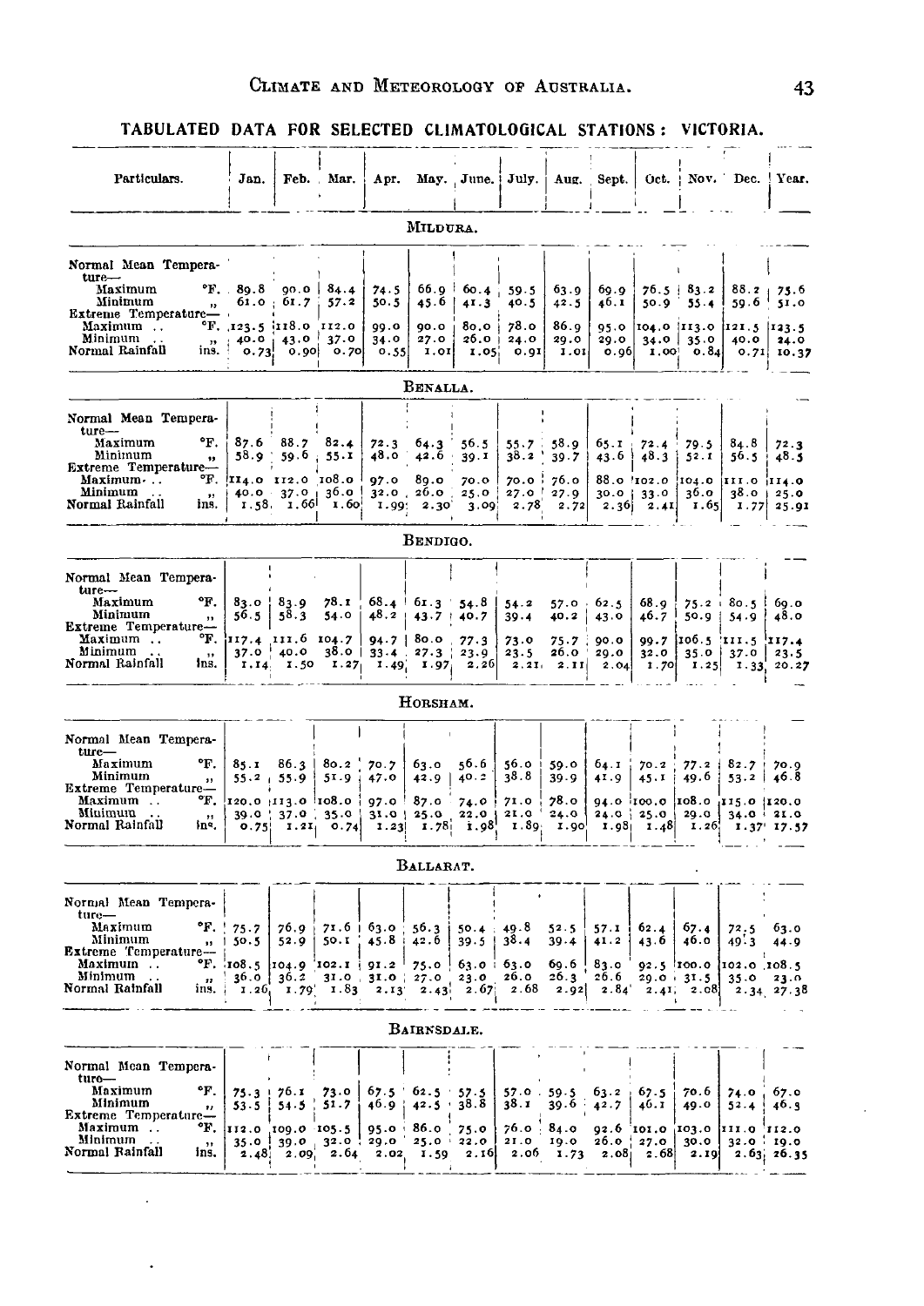## TABULATED DATA FOR SELECTED CLIMATOLOGICAL STATIONS: VICTORIA.

| Particulars. | | Jan. | Feb. | Mar. | Apr. | May. | June. | July. | Aug. | Sept. | Oct. | Nov. | Dec. | Year. |
|---|---|---|---|---|---|---|---|---|---|---|---|---|---|---|
| **MILDURA.** | | | | | | | | | | | | | | |
| Normal Mean Temperature— | | | | | | | | | | | | | | |
| Maximum | °F. | 89.8 | 90.0 | 84.4 | 74.5 | 66.9 | 60.4 | 59.5 | 63.9 | 69.9 | 76.5 | 83.2 | 88.2 | 75.6 |
| Minimum | " | 61.0 | 61.7 | 57.2 | 50.5 | 45.6 | 41.3 | 40.5 | 42.5 | 46.1 | 50.9 | 55.4 | 59.6 | 51.0 |
| Extreme Temperature— | | | | | | | | | | | | | | |
| Maximum .. | °F. | 123.5 | 118.0 | 112.0 | 99.0 | 90.0 | 80.0 | 78.0 | 86.9 | 95.0 | 104.0 | 113.0 | 121.5 | 123.5 |
| Minimum .. | " | 40.0 | 43.0 | 37.0 | 34.0 | 27.0 | 26.0 | 24.0 | 29.0 | 29.0 | 34.0 | 35.0 | 40.0 | 24.0 |
| Normal Rainfall | ins. | 0.73 | 0.90 | 0.70 | 0.55 | 1.01 | 1.05 | 0.91 | 1.01 | 0.96 | 1.00 | 0.84 | 0.71 | 10.37 |
| **BENALLA.** | | | | | | | | | | | | | | |
| Normal Mean Temperature— | | | | | | | | | | | | | | |
| Maximum | °F. | 87.6 | 88.7 | 82.4 | 72.3 | 64.3 | 56.5 | 55.7 | 58.9 | 65.1 | 72.4 | 79.5 | 84.8 | 72.3 |
| Minimum | " | 58.9 | 59.6 | 55.1 | 48.0 | 42.6 | 39.1 | 38.2 | 39.7 | 43.6 | 48.3 | 52.1 | 56.5 | 48.5 |
| Extreme Temperature— | | | | | | | | | | | | | | |
| Maximum .. | °F. | 114.0 | 112.0 | 108.0 | 97.0 | 89.0 | 70.0 | 70.0 | 76.0 | 88.0 | 102.0 | 104.0 | 111.0 | 114.0 |
| Minimum .. | " | 40.0 | 37.0 | 36.0 | 32.0 | 26.0 | 25.0 | 27.0 | 27.9 | 30.0 | 33.0 | 36.0 | 38.0 | 25.0 |
| Normal Rainfall | ins. | 1.58 | 1.66 | 1.60 | 1.99 | 2.30 | 3.09 | 2.78 | 2.72 | 2.36 | 2.41 | 1.65 | 1.77 | 25.91 |
| **BENDIGO.** | | | | | | | | | | | | | | |
| Normal Mean Temperature— | | | | | | | | | | | | | | |
| Maximum | °F. | 83.0 | 83.9 | 78.1 | 68.4 | 61.3 | 54.8 | 54.2 | 57.0 | 62.5 | 68.9 | 75.2 | 80.5 | 69.0 |
| Minimum | " | 56.5 | 58.3 | 54.0 | 48.2 | 43.7 | 40.7 | 39.4 | 40.2 | 43.0 | 46.7 | 50.9 | 54.9 | 48.0 |
| Extreme Temperature— | | | | | | | | | | | | | | |
| Maximum .. | °F. | 117.4 | 111.6 | 104.7 | 94.7 | 80.0 | 77.3 | 73.0 | 75.7 | 90.0 | 99.7 | 106.5 | 111.5 | 117.4 |
| Minimum .. | " | 37.0 | 40.0 | 38.0 | 33.4 | 27.3 | 23.9 | 23.5 | 26.0 | 29.0 | 32.0 | 35.0 | 37.0 | 23.5 |
| Normal Rainfall | ins. | 1.14 | 1.50 | 1.27 | 1.49 | 1.97 | 2.26 | 2.21 | 2.11 | 2.04 | 1.70 | 1.25 | 1.33 | 20.27 |
| **HORSHAM.** | | | | | | | | | | | | | | |
| Normal Mean Temperature— | | | | | | | | | | | | | | |
| Maximum | °F. | 85.1 | 86.3 | 80.2 | 70.7 | 63.0 | 56.6 | 56.0 | 59.0 | 64.1 | 70.2 | 77.2 | 82.7 | 70.9 |
| Minimum | " | 55.2 | 55.9 | 51.9 | 47.0 | 42.9 | 40.2 | 38.8 | 39.9 | 41.9 | 45.1 | 49.6 | 53.2 | 46.8 |
| Extreme Temperature— | | | | | | | | | | | | | | |
| Maximum .. | °F. | 120.0 | 113.0 | 108.0 | 97.0 | 87.0 | 74.0 | 71.0 | 78.0 | 94.0 | 100.0 | 108.0 | 115.0 | 120.0 |
| Minimum .. | " | 39.0 | 37.0 | 35.0 | 31.0 | 25.0 | 22.0 | 21.0 | 24.0 | 24.0 | 25.0 | 29.0 | 34.0 | 21.0 |
| Normal Rainfall | ins. | 0.75 | 1.21 | 0.74 | 1.23 | 1.78 | 1.98 | 1.89 | 1.90 | 1.98 | 1.48 | 1.26 | 1.37 | 17.57 |
| **BALLARAT.** | | | | | | | | | | | | | | |
| Normal Mean Temperature— | | | | | | | | | | | | | | |
| Maximum | °F. | 75.7 | 76.9 | 71.6 | 63.0 | 56.3 | 50.4 | 49.8 | 52.5 | 57.1 | 62.4 | 67.4 | 72.5 | 63.0 |
| Minimum | " | 50.5 | 52.9 | 50.1 | 45.8 | 42.6 | 39.5 | 38.4 | 39.4 | 41.2 | 43.6 | 46.0 | 49.3 | 44.9 |
| Extreme Temperature— | | | | | | | | | | | | | | |
| Maximum .. | °F. | 108.5 | 104.9 | 102.1 | 91.2 | 75.0 | 63.0 | 63.0 | 69.6 | 83.0 | 92.5 | 100.0 | 102.0 | 108.5 |
| Minimum .. | " | 36.0 | 36.2 | 31.0 | 31.0 | 27.0 | 23.0 | 26.0 | 26.3 | 26.6 | 29.0 | 31.5 | 35.0 | 23.0 |
| Normal Rainfall | ins. | 1.26 | 1.79 | 1.83 | 2.13 | 2.43 | 2.67 | 2.68 | 2.92 | 2.84 | 2.41 | 2.08 | 2.34 | 27.38 |
| **BAIRNSDALE.** | | | | | | | | | | | | | | |
| Normal Mean Temperature— | | | | | | | | | | | | | | |
| Maximum | °F. | 75.3 | 76.1 | 73.0 | 67.5 | 62.5 | 57.5 | 57.0 | 59.5 | 63.2 | 67.5 | 70.6 | 74.0 | 67.0 |
| Minimum | " | 53.5 | 54.5 | 51.7 | 46.9 | 42.5 | 38.8 | 38.1 | 39.6 | 42.7 | 46.1 | 49.0 | 52.4 | 46.3 |
| Extreme Temperature— | | | | | | | | | | | | | | |
| Maximum .. | °F. | 112.0 | 109.0 | 105.5 | 95.0 | 86.0 | 75.0 | 76.0 | 84.0 | 92.6 | 101.0 | 103.0 | 111.0 | 112.0 |
| Minimum .. | " | 35.0 | 39.0 | 32.0 | 29.0 | 25.0 | 22.0 | 21.0 | 19.0 | 26.0 | 27.0 | 30.0 | 32.0 | 19.0 |
| Normal Rainfall | ins. | 2.48 | 2.09 | 2.64 | 2.02 | 1.59 | 2.16 | 2.06 | 1.73 | 2.08 | 2.68 | 2.19 | 2.63 | 26.35 |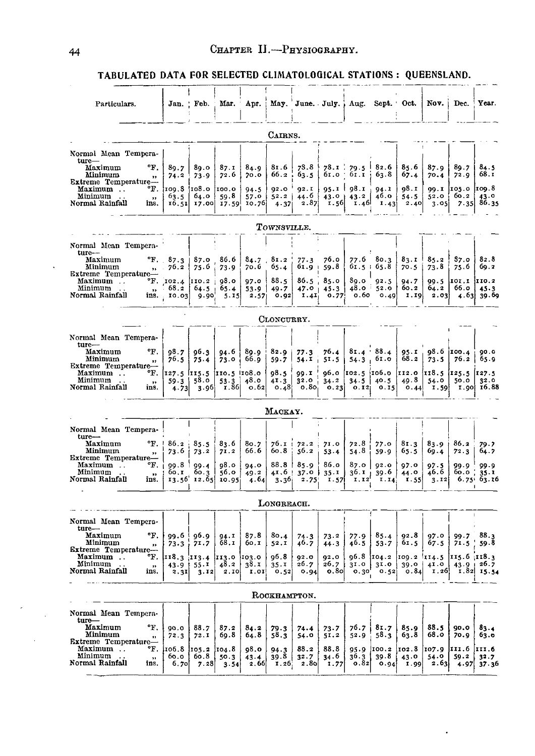## TABULATED DATA FOR SELECTED CLIMATOLOGICAL STATIONS : QUEENSLAND.

| Particulars. | | Jan. | Feb. | Mar. | Apr. | May. | June. | July. | Aug. | Sept. | Oct. | Nov. | Dec. | Year. |
|---|---|---|---|---|---|---|---|---|---|---|---|---|---|---|
| **CAIRNS.** | | | | | | | | | | | | | | |
| Normal Mean Temperature— | | | | | | | | | | | | | | |
| Maximum | °F. | 89.7 | 89.0 | 87.1 | 84.9 | 81.6 | 78.8 | 78.1 | 79.5 | 82.6 | 85.6 | 87.9 | 89.7 | 84.5 |
| Minimum | ,, | 74.2 | 73.9 | 72.6 | 70.0 | 66.2 | 63.5 | 61.0 | 61.1 | 63.8 | 67.4 | 70.4 | 72.9 | 68.1 |
| Extreme Temperature— | | | | | | | | | | | | | | |
| Maximum .. | °F. | 109.8 | 108.0 | 100.0 | 94.5 | 92.0 | 92.1 | 95.1 | 98.1 | 94.1 | 98.1 | 99.1 | 105.0 | 109.8 |
| Minimum .. | ,, | 63.5 | 64.0 | 59.8 | 57.0 | 52.2 | 44.6 | 43.0 | 43.2 | 46.0 | 54.5 | 52.0 | 60.2 | 43.0 |
| Normal Rainfall | ins. | 16.51 | 17.00 | 17.59 | 10.76 | 4.37 | 2.87 | 1.56 | 1.46 | 1.43 | 2.40 | 3.05 | 7.35 | 86.35 |
| **TOWNSVILLE.** | | | | | | | | | | | | | | |
| Normal Mean Temperature— | | | | | | | | | | | | | | |
| Maximum | °F. | 87.3 | 87.0 | 86.6 | 84.7 | 81.2 | 77.3 | 76.0 | 77.6 | 80.3 | 83.1 | 85.2 | 87.0 | 82.8 |
| Minimum | ,, | 76.2 | 75.6 | 73.9 | 70.6 | 65.4 | 61.9 | 59.8 | 61.5 | 65.8 | 70.5 | 73.8 | 75.6 | 69.2 |
| Extreme Temperature— | | | | | | | | | | | | | | |
| Maximum .. | °F. | 102.4 | 110.2 | 98.0 | 97.0 | 88.5 | 86.5 | 85.0 | 89.0 | 92.5 | 94.7 | 99.5 | 101.1 | 110.2 |
| Minimum .. | ,, | 68.2 | 64.5 | 65.4 | 53.9 | 49.7 | 47.0 | 45.3 | 48.0 | 52.0 | 60.2 | 64.2 | 66.0 | 45.3 |
| Normal Rainfall | ins. | 10.03 | 9.90 | 5.15 | 2.57 | 0.92 | 1.41 | 0.77 | 0.60 | 0.49 | 1.19 | 2.03 | 4.63 | 39.69 |
| **CLONCURRY.** | | | | | | | | | | | | | | |
| Normal Mean Temperature— | | | | | | | | | | | | | | |
| Maximum | °F. | 98.7 | 96.3 | 94.6 | 89.9 | 82.9 | 77.3 | 76.4 | 81.4 | 88.4 | 95.1 | 98.6 | 100.4 | 90.0 |
| Minimum | ,, | 76.5 | 75.4 | 73.0 | 66.9 | 59.7 | 54.1 | 51.5 | 54.3 | 61.0 | 68.2 | 73.5 | 76.2 | 65.9 |
| Extreme Temperature— | | | | | | | | | | | | | | |
| Maximum .. | °F. | 127.5 | 115.5 | 110.5 | 108.0 | 98.5 | 99.1 | 96.0 | 102.5 | 106.0 | 112.0 | 118.5 | 125.5 | 127.5 |
| Minimum .. | ,, | 59.3 | 58.0 | 53.3 | 48.0 | 41.3 | 32.0 | 34.2 | 34.5 | 40.5 | 49.8 | 54.0 | 50.0 | 32.0 |
| Normal Rainfall | ins. | 4.73 | 3.96 | 1.86 | 0.62 | 0.48 | 0.80 | 0.23 | 0.12 | 0.15 | 0.44 | 1.59 | 1.90 | 16.88 |
| **MACKAY.** | | | | | | | | | | | | | | |
| Normal Mean Temperature— | | | | | | | | | | | | | | |
| Maximum | °F. | 86.2 | 85.5 | 83.6 | 80.7 | 76.1 | 72.2 | 71.0 | 72.8 | 77.0 | 81.3 | 83.9 | 86.2 | 79.7 |
| Minimum | ,, | 73.6 | 73.2 | 71.2 | 66.6 | 60.8 | 56.2 | 53.4 | 54.8 | 59.9 | 65.5 | 69.4 | 72.3 | 64.7 |
| Extreme Temperature— | | | | | | | | | | | | | | |
| Maximum .. | °F. | 99.8 | 99.4 | 98.0 | 94.0 | 88.8 | 85.9 | 86.0 | 87.0 | 92.0 | 97.0 | 97.5 | 99.9 | 99.9 |
| Minimum .. | ,, | 60.1 | 60.3 | 56.0 | 49.2 | 41.6 | 37.0 | 35.1 | 36.1 | 39.6 | 44.0 | 46.6 | 60.0 | 35.1 |
| Normal Rainfall | ins. | 13.56 | 12.65 | 10.95 | 4.64 | 3.36 | 2.75 | 1.57 | 1.12 | 1.14 | 1.55 | 3.12 | 6.75 | 63.16 |
| **LONGREACH.** | | | | | | | | | | | | | | |
| Normal Mean Temperature— | | | | | | | | | | | | | | |
| Maximum | °F. | 99.6 | 96.9 | 94.1 | 87.8 | 80.4 | 74.3 | 73.2 | 77.9 | 85.4 | 92.8 | 97.0 | 99.7 | 88.3 |
| Minimum | ,, | 73.3 | 71.7 | 68.1 | 60.1 | 52.1 | 46.7 | 44.3 | 46.5 | 53.7 | 61.5 | 67.5 | 71.5 | 59.8 |
| Extreme Temperature— | | | | | | | | | | | | | | |
| Maximum .. | °F. | 118.3 | 113.4 | 113.0 | 103.0 | 96.8 | 92.0 | 92.0 | 96.8 | 104.2 | 109.2 | 114.5 | 115.6 | 118.3 |
| Minimum .. | ,, | 43.9 | 55.1 | 48.2 | 38.1 | 35.1 | 26.7 | 26.7 | 31.0 | 31.0 | 39.0 | 41.0 | 43.9 | 26.7 |
| Normal Rainfall | ins. | 2.31 | 3.12 | 2.10 | 1.01 | 0.52 | 0.94 | 0.80 | 0.30 | 0.52 | 0.84 | 1.26 | 1.82 | 15.54 |
| **ROCKHAMPTON.** | | | | | | | | | | | | | | |
| Normal Mean Temperature— | | | | | | | | | | | | | | |
| Maximum | °F. | 90.0 | 88.7 | 87.2 | 84.2 | 79.3 | 74.4 | 73.7 | 76.7 | 81.7 | 85.9 | 88.5 | 90.0 | 83.4 |
| Minimum | ,, | 72.3 | 72.1 | 69.8 | 64.8 | 58.3 | 54.0 | 51.2 | 52.9 | 58.3 | 63.8 | 68.0 | 70.9 | 63.0 |
| Extreme Temperature— | | | | | | | | | | | | | | |
| Maximum .. | °F. | 106.8 | 105.2 | 104.8 | 98.0 | 94.3 | 88.2 | 88.8 | 95.9 | 100.2 | 102.8 | 107.9 | 111.6 | 111.6 |
| Minimum .. | ,, | 60.0 | 60.8 | 50.3 | 43.4 | 39.8 | 32.7 | 34.6 | 36.3 | 39.8 | 43.0 | 54.0 | 59.2 | 32.7 |
| Normal Rainfall | ins. | 6.70 | 7.28 | 3.54 | 2.66 | 1.26 | 2.80 | 1.77 | 0.82 | 0.94 | 1.99 | 2.63 | 4.97 | 37.36 |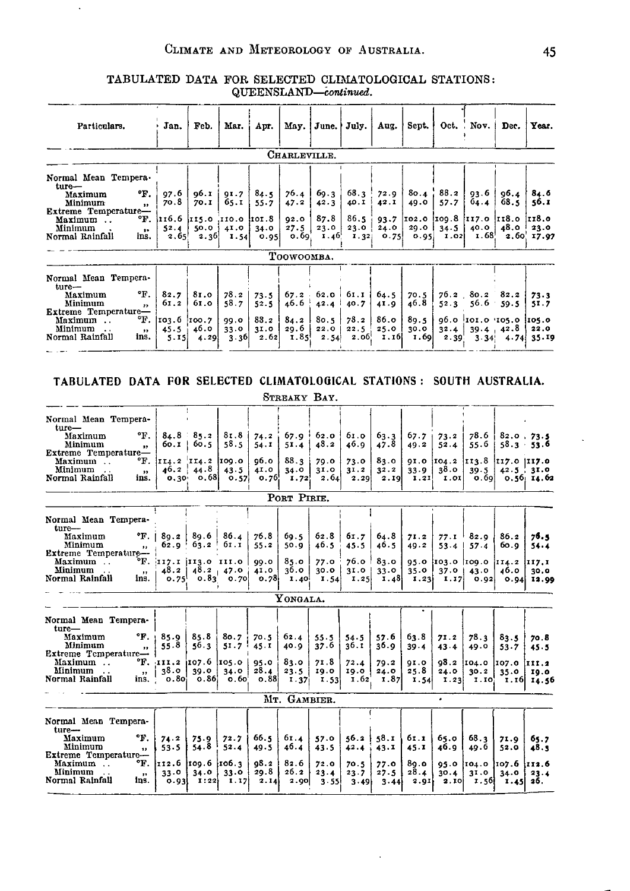## TABULATED DATA FOR SELECTED CLIMATOLOGICAL STATIONS: QUEENSLAND—*continued*.

| Particulars. | Jan. | Feb. | Mar. | Apr. | May. | June. | July. | Aug. | Sept. | Oct. | Nov. | Dec. | Year. |
|---|---|---|---|---|---|---|---|---|---|---|---|---|---|
| **CHARLEVILLE.** | | | | | | | | | | | | | |
| Normal Mean Temperature— | | | | | | | | | | | | | |
| Maximum °F. | 97.6 | 96.1 | 91.7 | 84.5 | 76.4 | 69.3 | 68.3 | 72.9 | 80.4 | 88.2 | 93.6 | 96.4 | 84.6 |
| Minimum ,, | 70.8 | 70.1 | 65.1 | 55.7 | 47.2 | 42.3 | 40.1 | 42.1 | 49.0 | 57.7 | 64.4 | 68.5 | 56.1 |
| Extreme Temperature— | | | | | | | | | | | | | |
| Maximum .. °F. | 116.6 | 115.0 | 110.0 | 101.8 | 92.0 | 87.8 | 86.5 | 93.7 | 102.0 | 109.8 | 117.0 | 118.0 | 118.0 |
| Minimum ,, | 52.4 | 50.0 | 41.0 | 34.0 | 27.5 | 23.0 | 23.0 | 24.0 | 29.0 | 34.5 | 40.0 | 48.0 | 23.0 |
| Normal Rainfall ins. | 2.65 | 2.36 | 1.54 | 0.95 | 0.69 | 1.46 | 1.32 | 0.75 | 0.95 | 1.02 | 1.68 | 2.60 | 17.97 |
| **TOOWOOMBA.** | | | | | | | | | | | | | |
| Normal Mean Temperature— | | | | | | | | | | | | | |
| Maximum °F. | 82.7 | 81.0 | 78.2 | 73.5 | 67.2 | 62.0 | 61.1 | 64.5 | 70.5 | 76.2 | 80.2 | 82.2 | 73.3 |
| Minimum ,, | 61.2 | 61.0 | 58.7 | 52.5 | 46.6 | 42.4 | 40.7 | 41.9 | 46.8 | 52.3 | 56.6 | 59.5 | 51.7 |
| Extreme Temperature— | | | | | | | | | | | | | |
| Maximum .. °F. | 103.6 | 100.7 | 99.0 | 88.2 | 84.2 | 80.5 | 78.2 | 86.0 | 89.5 | 96.0 | 101.0 | 105.0 | 105.0 |
| Minimum .. ,, | 45.5 | 46.0 | 33.0 | 31.0 | 29.6 | 22.0 | 22.5 | 25.0 | 30.0 | 32.4 | 39.4 | 42.8 | 22.0 |
| Normal Rainfall ins. | 5.15 | 4.29 | 3.36 | 2.62 | 1.85 | 2.54 | 2.06 | 1.16 | 1.69 | 2.39 | 3.34 | 4.74 | 35.19 |

## TABULATED DATA FOR SELECTED CLIMATOLOGICAL STATIONS: SOUTH AUSTRALIA.

| Particulars. | Jan. | Feb. | Mar. | Apr. | May. | June. | July. | Aug. | Sept. | Oct. | Nov. | Dec. | Year. |
|---|---|---|---|---|---|---|---|---|---|---|---|---|---|
| **STREAKY BAY.** | | | | | | | | | | | | | |
| Normal Mean Temperature— | | | | | | | | | | | | | |
| Maximum °F. | 84.8 | 85.2 | 81.8 | 74.2 | 67.9 | 62.0 | 61.0 | 63.3 | 67.7 | 73.2 | 78.6 | 82.0 | 73.5 |
| Minimum ,, | 60.1 | 60.5 | 58.5 | 54.1 | 51.4 | 48.2 | 46.9 | 47.8 | 49.2 | 52.4 | 55.6 | 58.3 | 53.6 |
| Extreme Temperature— | | | | | | | | | | | | | |
| Maximum .. °F. | 114.2 | 114.2 | 109.0 | 96.0 | 88.3 | 79.0 | 73.0 | 83.0 | 91.0 | 104.2 | 113.8 | 117.0 | 117.0 |
| Minimum .. ,, | 46.2 | 44.8 | 43.5 | 41.0 | 34.0 | 31.0 | 31.2 | 32.2 | 33.9 | 38.0 | 39.5 | 42.5 | 31.0 |
| Normal Rainfall ins. | 0.30 | 0.68 | 0.57 | 0.76 | 1.72 | 2.64 | 2.29 | 2.19 | 1.21 | 1.01 | 0.69 | 0.56 | 14.62 |
| **PORT PIRIE.** | | | | | | | | | | | | | |
| Normal Mean Temperature— | | | | | | | | | | | | | |
| Maximum °F. | 89.2 | 89.6 | 86.4 | 76.8 | 69.5 | 62.8 | 61.7 | 64.8 | 71.2 | 77.1 | 82.9 | 86.2 | 76.5 |
| Minimum ,, | 62.9 | 63.2 | 61.1 | 55.2 | 50.9 | 46.5 | 45.5 | 46.5 | 49.2 | 53.4 | 57.4 | 60.9 | 54.4 |
| Extreme Temperature— | | | | | | | | | | | | | |
| Maximum .. °F. | 117.1 | 113.0 | 111.0 | 99.0 | 85.0 | 77.0 | 76.0 | 83.0 | 95.0 | 103.0 | 109.0 | 114.2 | 117.1 |
| Minimum .. ,, | 48.2 | 48.2 | 47.0 | 41.0 | 36.0 | 30.0 | 31.0 | 33.0 | 35.0 | 37.0 | 43.0 | 46.0 | 30.0 |
| Normal Rainfall ins. | 0.75 | 0.83 | 0.70 | 0.78 | 1.40 | 1.54 | 1.25 | 1.48 | 1.23 | 1.17 | 0.92 | 0.94 | 12.99 |
| **YONGALA.** | | | | | | | | | | | | | |
| Normal Mean Temperature— | | | | | | | | | | | | | |
| Maximum °F. | 85.9 | 85.8 | 80.7 | 70.5 | 62.4 | 55.5 | 54.5 | 57.6 | 63.8 | 71.2 | 78.3 | 83.5 | 70.8 |
| Minimum ,, | 55.8 | 56.3 | 51.7 | 45.1 | 40.9 | 37.6 | 36.1 | 36.9 | 39.4 | 43.4 | 49.0 | 53.7 | 45.5 |
| Extreme Temperature— | | | | | | | | | | | | | |
| Maximum .. °F. | 111.2 | 107.6 | 105.0 | 95.0 | 83.0 | 71.8 | 72.4 | 79.2 | 91.0 | 98.2 | 104.0 | 107.0 | 111.2 |
| Minimum .. ,, | 38.0 | 39.0 | 34.0 | 28.4 | 23.5 | 19.0 | 19.0 | 24.0 | 25.8 | 24.0 | 30.2 | 35.0 | 19.0 |
| Normal Rainfall ins. | 0.80 | 0.86 | 0.60 | 0.88 | 1.37 | 1.53 | 1.62 | 1.87 | 1.54 | 1.23 | 1.10 | 1.16 | 14.56 |
| **MT. GAMBIER.** | | | | | | | | | | | | | |
| Normal Mean Temperature— | | | | | | | | | | | | | |
| Maximum °F. | 74.2 | 75.9 | 72.7 | 66.5 | 61.4 | 57.0 | 56.2 | 58.1 | 61.1 | 65.0 | 68.3 | 71.9 | 65.7 |
| Minimum ,, | 53.5 | 54.8 | 52.4 | 49.5 | 46.4 | 43.5 | 42.4 | 43.1 | 45.1 | 46.9 | 49.6 | 52.0 | 48.5 |
| Extreme Temperature— | | | | | | | | | | | | | |
| Maximum .. °F. | 112.6 | 109.6 | 106.3 | 98.2 | 82.6 | 72.0 | 70.5 | 77.0 | 89.0 | 95.0 | 104.0 | 107.6 | 112.6 |
| Minimum .. ,, | 33.0 | 34.0 | 33.0 | 29.8 | 26.2 | 23.4 | 23.7 | 27.5 | 28.4 | 30.4 | 31.0 | 34.0 | 23.4 |
| Normal Rainfall ins. | 0.93 | 1.22 | 1.17 | 2.14 | 2.90 | 3.55 | 3.49 | 3.44 | 2.91 | 2.10 | 1.56 | 1.45 | 26. |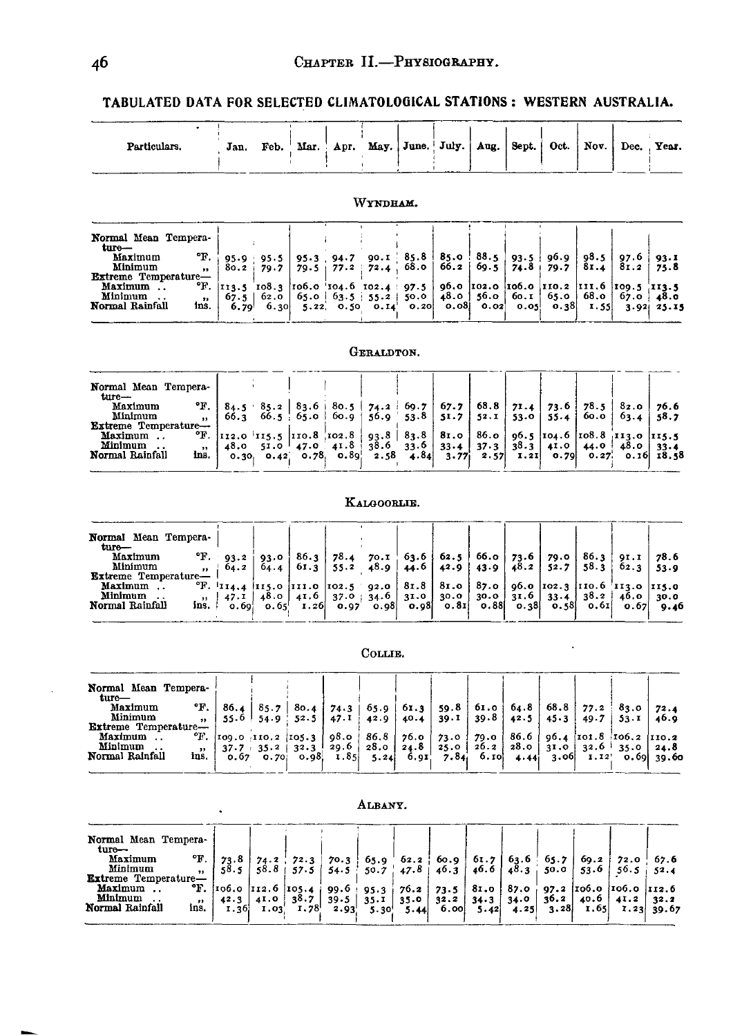## TABULATED DATA FOR SELECTED CLIMATOLOGICAL STATIONS : WESTERN AUSTRALIA.

| Particulars. | | Jan. | Feb. | Mar. | Apr. | May. | June. | July. | Aug. | Sept. | Oct. | Nov. | Dec. | Year. |
|---|---|---|---|---|---|---|---|---|---|---|---|---|---|---|
| **WYNDHAM.** | | | | | | | | | | | | | | |
| Normal Mean Temperature— | | | | | | | | | | | | | | |
| Maximum | °F. | 95.9 | 95.5 | 95.3 | 94.7 | 90.1 | 85.8 | 85.0 | 88.5 | 93.5 | 96.9 | 98.5 | 97.6 | 93.1 |
| Minimum | " | 80.2 | 79.7 | 79.5 | 77.2 | 72.4 | 68.0 | 66.2 | 69.5 | 74.8 | 79.7 | 81.4 | 81.2 | 75.8 |
| Extreme Temperature— | | | | | | | | | | | | | | |
| Maximum .. | °F. | 113.5 | 108.3 | 106.0 | 104.6 | 102.4 | 97.5 | 96.0 | 102.0 | 106.0 | 110.2 | 111.6 | 109.5 | 113.5 |
| Minimum .. | " | 67.5 | 62.0 | 65.0 | 63.5 | 55.2 | 50.0 | 48.0 | 56.0 | 60.1 | 65.0 | 68.0 | 67.0 | 48.0 |
| Normal Rainfall | ins. | 6.79 | 6.30 | 5.22 | 0.50 | 0.14 | 0.20 | 0.08 | 0.02 | 0.05 | 0.38 | 1.55 | 3.92 | 25.15 |
| **GERALDTON.** | | | | | | | | | | | | | | |
| Normal Mean Temperature— | | | | | | | | | | | | | | |
| Maximum | °F. | 84.5 | 85.2 | 83.6 | 80.5 | 74.2 | 69.7 | 67.7 | 68.8 | 71.4 | 73.6 | 78.5 | 82.0 | 76.6 |
| Minimum | " | 66.3 | 66.5 | 65.0 | 60.9 | 56.9 | 53.8 | 51.7 | 52.1 | 53.0 | 55.4 | 60.0 | 63.4 | 58.7 |
| Extreme Temperature— | | | | | | | | | | | | | | |
| Maximum .. | °F. | 112.0 | 115.5 | 110.8 | 102.8 | 93.8 | 83.8 | 81.0 | 86.0 | 96.5 | 104.6 | 108.8 | 113.0 | 115.5 |
| Minimum .. | " | 48.0 | 51.0 | 47.0 | 41.8 | 38.6 | 33.6 | 33.4 | 37.3 | 38.3 | 41.0 | 44.0 | 48.0 | 33.4 |
| Normal Rainfall | ins. | 0.30 | 0.42 | 0.78 | 0.89 | 2.58 | 4.84 | 3.77 | 2.57 | 1.21 | 0.79 | 0.27 | 0.16 | 18.58 |
| **KALGOORLIE.** | | | | | | | | | | | | | | |
| Normal Mean Temperature— | | | | | | | | | | | | | | |
| Maximum | °F. | 93.2 | 93.0 | 86.3 | 78.4 | 70.1 | 63.6 | 62.5 | 66.0 | 73.6 | 79.0 | 86.3 | 91.1 | 78.6 |
| Minimum | " | 64.2 | 64.4 | 61.3 | 55.2 | 48.9 | 44.6 | 42.9 | 43.9 | 48.2 | 52.7 | 58.3 | 62.3 | 53.9 |
| Extreme Temperature— | | | | | | | | | | | | | | |
| Maximum .. | °F. | 114.4 | 115.0 | 111.0 | 102.5 | 92.0 | 81.8 | 81.0 | 87.0 | 96.0 | 102.3 | 110.6 | 113.0 | 115.0 |
| Minimum .. | " | 47.1 | 48.0 | 41.6 | 37.0 | 34.6 | 31.0 | 30.0 | 30.0 | 31.6 | 33.4 | 38.2 | 46.0 | 30.0 |
| Normal Rainfall | ins. | 0.69 | 0.65 | 1.26 | 0.97 | 0.98 | 0.98 | 0.81 | 0.88 | 0.38 | 0.58 | 0.61 | 0.67 | 9.46 |
| **COLLIE.** | | | | | | | | | | | | | | |
| Normal Mean Temperature— | | | | | | | | | | | | | | |
| Maximum | °F. | 86.4 | 85.7 | 80.4 | 74.3 | 65.9 | 61.3 | 59.8 | 61.0 | 64.8 | 68.8 | 77.2 | 83.0 | 72.4 |
| Minimum | " | 55.6 | 54.9 | 52.5 | 47.1 | 42.9 | 40.4 | 39.1 | 39.8 | 42.5 | 45.3 | 49.7 | 53.1 | 46.9 |
| Extreme Temperature— | | | | | | | | | | | | | | |
| Maximum .. | °F. | 109.0 | 110.2 | 105.3 | 98.0 | 86.8 | 76.0 | 73.0 | 79.0 | 86.6 | 96.4 | 101.8 | 106.2 | 110.2 |
| Minimum .. | " | 37.7 | 35.2 | 32.3 | 29.6 | 28.0 | 24.8 | 25.0 | 26.2 | 28.0 | 31.0 | 32.6 | 35.0 | 24.8 |
| Normal Rainfall | ins. | 0.67 | 0.70 | 0.98 | 1.85 | 5.24 | 6.91 | 7.84 | 6.10 | 4.44 | 3.06 | 1.12 | 0.69 | 39.60 |
| **ALBANY.** | | | | | | | | | | | | | | |
| Normal Mean Temperature— | | | | | | | | | | | | | | |
| Maximum | °F. | 73.8 | 74.2 | 72.3 | 70.3 | 65.9 | 62.2 | 60.9 | 61.7 | 63.6 | 65.7 | 69.2 | 72.0 | 67.6 |
| Minimum | " | 58.5 | 58.8 | 57.5 | 54.5 | 50.7 | 47.8 | 46.3 | 46.6 | 48.3 | 50.0 | 53.6 | 56.5 | 52.4 |
| Extreme Temperature— | | | | | | | | | | | | | | |
| Maximum .. | °F. | 106.0 | 112.6 | 105.4 | 99.6 | 95.3 | 76.2 | 73.5 | 81.0 | 87.0 | 97.2 | 106.0 | 106.0 | 112.6 |
| Minimum .. | " | 42.3 | 41.0 | 38.7 | 39.5 | 35.1 | 35.0 | 32.2 | 34.3 | 34.0 | 36.2 | 40.6 | 41.2 | 32.2 |
| Normal Rainfall | ins. | 1.36 | 1.03 | 1.78 | 2.93 | 5.30 | 5.44 | 6.00 | 5.42 | 4.25 | 3.28 | 1.65 | 1.23 | 39.67 |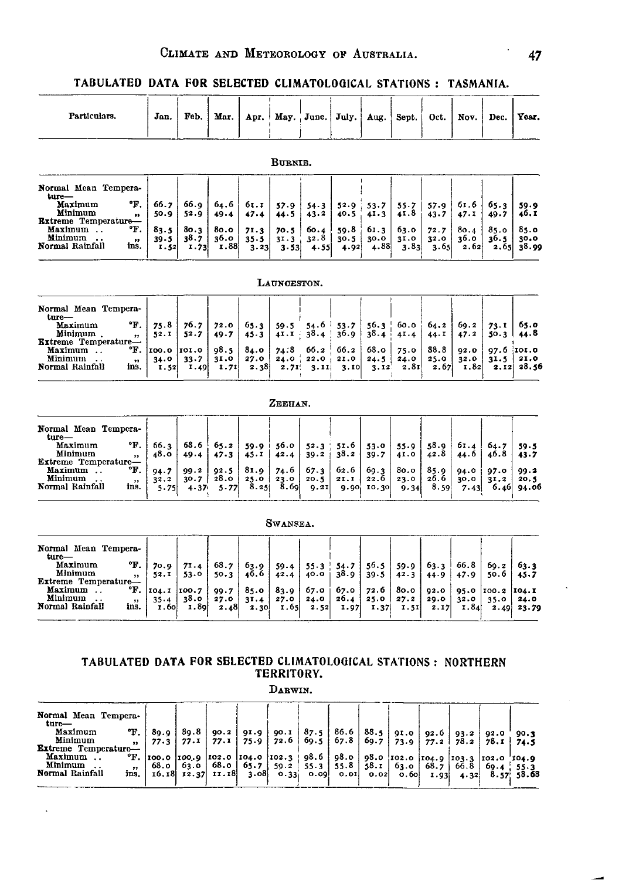## TABULATED DATA FOR SELECTED CLIMATOLOGICAL STATIONS : TASMANIA.

| Particulars. | Jan. | Feb. | Mar. | Apr. | May. | June. | July. | Aug. | Sept. | Oct. | Nov. | Dec. | Year. |
|---|---|---|---|---|---|---|---|---|---|---|---|---|---|
| **BURNIE.** | | | | | | | | | | | | | |
| Normal Mean Temperature— | | | | | | | | | | | | | |
| Maximum °F. | 66.7 | 66.9 | 64.6 | 61.1 | 57.9 | 54.3 | 52.9 | 53.7 | 55.7 | 57.9 | 61.6 | 65.3 | 59.9 |
| Minimum ,, | 50.9 | 52.9 | 49.4 | 47.4 | 44.5 | 43.2 | 40.5 | 41.3 | 41.8 | 43.7 | 47.1 | 49.7 | 46.1 |
| Extreme Temperature— | | | | | | | | | | | | | |
| Maximum .. °F. | 83.5 | 80.3 | 80.0 | 71.3 | 70.5 | 60.4 | 59.8 | 61.3 | 63.0 | 72.7 | 80.4 | 85.0 | 85.0 |
| Minimum .. ,, | 39.5 | 38.7 | 36.0 | 35.5 | 31.3 | 32.8 | 30.5 | 30.0 | 31.0 | 32.0 | 36.0 | 36.5 | 30.0 |
| Normal Rainfall ins. | 1.52 | 1.73 | 1.88 | 3.23 | 3.53 | 4.55 | 4.92 | 4.88 | 3.83 | 3.65 | 2.62 | 2.65 | 38.99 |
| **LAUNCESTON.** | | | | | | | | | | | | | |
| Normal Mean Temperature— | | | | | | | | | | | | | |
| Maximum °F. | 75.8 | 76.7 | 72.0 | 65.3 | 59.5 | 54.6 | 53.7 | 56.3 | 60.0 | 64.2 | 69.2 | 73.1 | 65.0 |
| Minimum ,, | 52.1 | 52.7 | 49.7 | 45.3 | 41.1 | 38.4 | 36.9 | 38.4 | 41.4 | 44.1 | 47.2 | 50.3 | 44.8 |
| Extreme Temperature— | | | | | | | | | | | | | |
| Maximum .. °F. | 100.0 | 101.0 | 98.5 | 84.0 | 74.8 | 66.2 | 66.2 | 68.0 | 75.0 | 88.8 | 92.0 | 97.6 | 101.0 |
| Minimum .. ,, | 34.0 | 33.7 | 31.0 | 27.0 | 24.0 | 22.0 | 21.0 | 24.5 | 24.0 | 25.0 | 32.0 | 31.5 | 21.0 |
| Normal Rainfall ins. | 1.52 | 1.49 | 1.71 | 2.38 | 2.71 | 3.11 | 3.10 | 3.12 | 2.81 | 2.67 | 1.82 | 2.12 | 28.56 |
| **ZEEHAN.** | | | | | | | | | | | | | |
| Normal Mean Temperature— | | | | | | | | | | | | | |
| Maximum °F. | 66.3 | 68.6 | 65.2 | 59.9 | 56.0 | 52.3 | 51.6 | 53.0 | 55.9 | 58.9 | 61.4 | 64.7 | 59.5 |
| Minimum ,, | 48.0 | 49.4 | 47.3 | 45.1 | 42.4 | 39.2 | 38.2 | 39.7 | 41.0 | 42.8 | 44.6 | 46.8 | 43.7 |
| Extreme Temperature— | | | | | | | | | | | | | |
| Maximum .. °F. | 94.7 | 99.2 | 92.5 | 81.9 | 74.6 | 67.3 | 62.6 | 69.3 | 80.0 | 85.9 | 94.0 | 97.0 | 99.2 |
| Minimum .. ,, | 32.2 | 30.7 | 28.0 | 25.0 | 23.0 | 20.5 | 21.1 | 22.6 | 23.0 | 26.6 | 30.0 | 31.2 | 20.5 |
| Normal Rainfall ins. | 5.75 | 4.37 | 5.77 | 8.25 | 8.69 | 9.21 | 9.90 | 10.30 | 9.34 | 8.59 | 7.43 | 6.46 | 94.06 |
| **SWANSEA.** | | | | | | | | | | | | | |
| Normal Mean Temperature— | | | | | | | | | | | | | |
| Maximum °F. | 70.9 | 71.4 | 68.7 | 63.9 | 59.4 | 55.3 | 54.7 | 56.5 | 59.9 | 63.3 | 66.8 | 69.2 | 63.3 |
| Minimum ,, | 52.1 | 53.0 | 50.3 | 46.6 | 42.4 | 40.0 | 38.9 | 39.5 | 42.3 | 44.9 | 47.9 | 50.6 | 45.7 |
| Extreme Temperature— | | | | | | | | | | | | | |
| Maximum .. °F. | 104.1 | 100.7 | 99.7 | 85.0 | 83.9 | 67.0 | 67.0 | 72.6 | 80.0 | 92.0 | 95.0 | 100.2 | 104.1 |
| Minimum .. ,, | 35.4 | 38.0 | 27.0 | 31.4 | 27.0 | 24.0 | 26.4 | 25.0 | 27.2 | 29.0 | 32.0 | 35.0 | 24.0 |
| Normal Rainfall ins. | 1.60 | 1.89 | 2.48 | 2.30 | 1.65 | 2.52 | 1.97 | 1.37 | 1.51 | 2.17 | 1.84 | 2.49 | 23.79 |

## TABULATED DATA FOR SELECTED CLIMATOLOGICAL STATIONS : NORTHERN TERRITORY.

| Particulars. | Jan. | Feb. | Mar. | Apr. | May. | June. | July. | Aug. | Sept. | Oct. | Nov. | Dec. | Year. |
|---|---|---|---|---|---|---|---|---|---|---|---|---|---|
| **DARWIN.** | | | | | | | | | | | | | |
| Normal Mean Temperature— | | | | | | | | | | | | | |
| Maximum °F. | 89.9 | 89.8 | 90.2 | 91.9 | 90.1 | 87.5 | 86.6 | 88.5 | 91.0 | 92.6 | 93.2 | 92.0 | 90.3 |
| Minimum ,, | 77.3 | 77.1 | 77.1 | 75.9 | 72.6 | 69.5 | 67.8 | 69.7 | 73.9 | 77.2 | 78.2 | 78.1 | 74.5 |
| Extreme Temperature— | | | | | | | | | | | | | |
| Maximum .. °F. | 100.0 | 100.9 | 102.0 | 104.0 | 102.3 | 98.6 | 98.0 | 98.0 | 102.0 | 104.9 | 103.3 | 102.0 | 104.9 |
| Minimum .. ,, | 68.0 | 63.0 | 68.0 | 65.7 | 59.2 | 55.3 | 55.8 | 58.1 | 63.0 | 68.7 | 66.8 | 69.4 | 55.3 |
| Normal Rainfall ins. | 16.18 | 12.37 | 11.18 | 3.08 | 0.33 | 0.09 | 0.01 | 0.02 | 0.60 | 1.93 | 4.32 | 8.57 | 58.68 |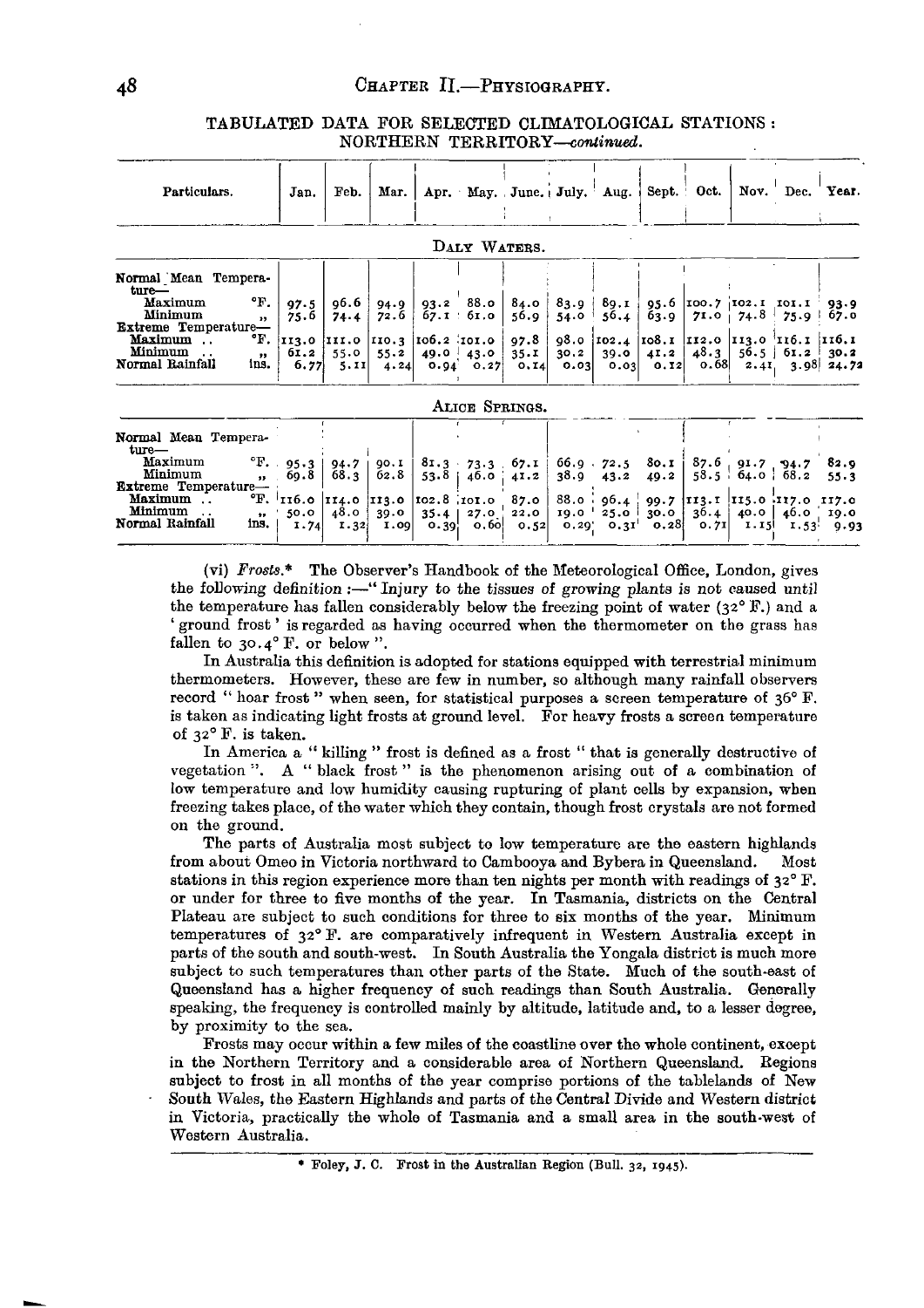TABULATED DATA FOR SELECTED CLIMATOLOGICAL STATIONS: NORTHERN TERRITORY—*continued*.

| Particulars. | | Jan. | Feb. | Mar. | Apr. | May. | June. | July. | Aug. | Sept. | Oct. | Nov. | Dec. | Year. |
|---|---|---|---|---|---|---|---|---|---|---|---|---|---|---|
| | | | | | | DALY WATERS. | | | | | | | | |
| Normal Mean Temperature— | | | | | | | | | | | | | | |
| Maximum | °F. | 97.5 | 96.6 | 94.9 | 93.2 | 88.0 | 84.0 | 83.9 | 89.1 | 95.6 | 100.7 | 102.1 | 101.1 | 93.9 |
| Minimum | „ | 75.6 | 74.4 | 72.6 | 67.1 | 61.0 | 56.9 | 54.0 | 56.4 | 63.9 | 71.0 | 74.8 | 75.9 | 67.0 |
| Extreme Temperature— | | | | | | | | | | | | | | |
| Maximum .. | °F. | 113.0 | 111.0 | 110.3 | 106.2 | 101.0 | 97.8 | 98.0 | 102.4 | 108.1 | 112.0 | 113.0 | 116.1 | 116.1 |
| Minimum .. | „ | 61.2 | 55.0 | 55.2 | 49.0 | 43.0 | 35.1 | 30.2 | 39.0 | 41.2 | 48.3 | 56.5 | 61.2 | 30.2 |
| Normal Rainfall | ins. | 6.77 | 5.11 | 4.24 | 0.94 | 0.27 | 0.14 | 0.03 | 0.03 | 0.12 | 0.68 | 2.41 | 3.98 | 24.72 |
| | | | | | | ALICE SPRINGS. | | | | | | | | |
| Normal Mean Temperature— | | | | | | | | | | | | | | |
| Maximum | °F. | 95.3 | 94.7 | 90.1 | 81.3 | 73.3 | 67.1 | 66.9 | 72.5 | 80.1 | 87.6 | 91.7 | 94.7 | 82.9 |
| Minimum | „ | 69.8 | 68.3 | 62.8 | 53.8 | 46.0 | 41.2 | 38.9 | 43.2 | 49.2 | 58.5 | 64.0 | 68.2 | 55.3 |
| Extreme Temperature— | | | | | | | | | | | | | | |
| Maximum .. | °F. | 116.0 | 114.0 | 113.0 | 102.8 | 101.0 | 87.0 | 88.0 | 96.4 | 99.7 | 113.1 | 115.0 | 117.0 | 117.0 |
| Minimum .. | „ | 50.0 | 48.0 | 39.0 | 35.4 | 27.0 | 22.0 | 19.0 | 25.0 | 30.0 | 36.4 | 40.0 | 46.0 | 19.0 |
| Normal Rainfall | ins. | 1.74 | 1.32 | 1.09 | 0.39 | 0.60 | 0.52 | 0.29 | 0.31 | 0.28 | 0.71 | 1.15 | 1.53 | 9.93 |

(vi) *Frosts.** The Observer's Handbook of the Meteorological Office, London, gives the following definition :—" Injury to the tissues of growing plants is not caused until the temperature has fallen considerably below the freezing point of water (32° F.) and a ' ground frost ' is regarded as having occurred when the thermometer on the grass has fallen to 30.4° F. or below ".

In Australia this definition is adopted for stations equipped with terrestrial minimum thermometers. However, these are few in number, so although many rainfall observers record " hoar frost " when seen, for statistical purposes a screen temperature of 36° F. is taken as indicating light frosts at ground level. For heavy frosts a screen temperature of 32° F. is taken.

In America a " killing " frost is defined as a frost " that is generally destructive of vegetation ". A " black frost " is the phenomenon arising out of a combination of low temperature and low humidity causing rupturing of plant cells by expansion, when freezing takes place, of the water which they contain, though frost crystals are not formed on the ground.

The parts of Australia most subject to low temperature are the eastern highlands from about Omeo in Victoria northward to Cambooya and Bybera in Queensland. Most stations in this region experience more than ten nights per month with readings of 32° F. or under for three to five months of the year. In Tasmania, districts on the Central Plateau are subject to such conditions for three to six months of the year. Minimum temperatures of 32° F. are comparatively infrequent in Western Australia except in parts of the south and south-west. In South Australia the Yongala district is much more subject to such temperatures than other parts of the State. Much of the south-east of Queensland has a higher frequency of such readings than South Australia. Generally speaking, the frequency is controlled mainly by altitude, latitude and, to a lesser degree, by proximity to the sea.

Frosts may occur within a few miles of the coastline over the whole continent, except in the Northern Territory and a considerable area of Northern Queensland. Regions subject to frost in all months of the year comprise portions of the tablelands of New South Wales, the Eastern Highlands and parts of the Central Divide and Western district in Victoria, practically the whole of Tasmania and a small area in the south-west of Western Australia.

\* Foley, J. C. Frost in the Australian Region (Bull. 32, 1945).